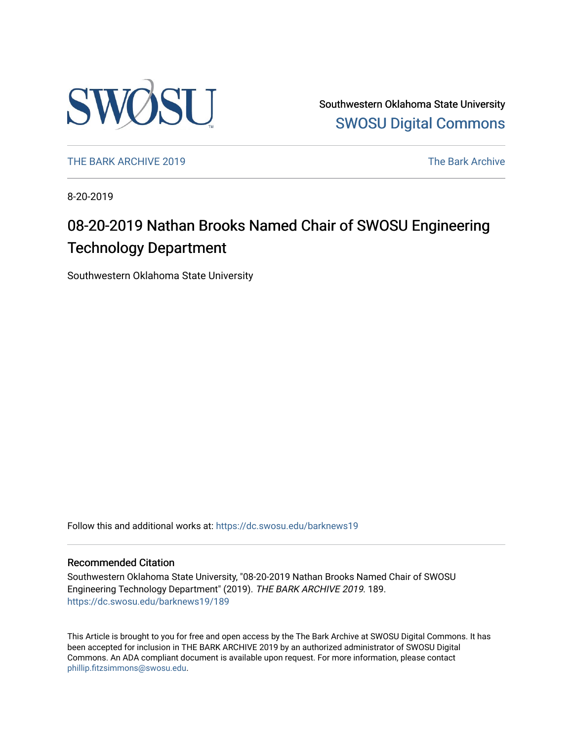Southwestern Oklahoma State University

SWOSU Digital Commons

THE BARK ARCHIVE 2019

The Bark Archive

8-20-2019

# 08-20-2019 Nathan Brooks Named Chair of SWOSU Engineering Technology Department

Southwestern Oklahoma State University

Follow this and additional works at: https://dc.swosu.edu/barknews19

## Recommended Citation

Southwestern Oklahoma State University, "08-20-2019 Nathan Brooks Named Chair of SWOSU Engineering Technology Department" (2019). *THE BARK ARCHIVE 2019*. 189.
https://dc.swosu.edu/barknews19/189

This Article is brought to you for free and open access by the The Bark Archive at SWOSU Digital Commons. It has been accepted for inclusion in THE BARK ARCHIVE 2019 by an authorized administrator of SWOSU Digital Commons. An ADA compliant document is available upon request. For more information, please contact phillip.fitzsimmons@swosu.edu.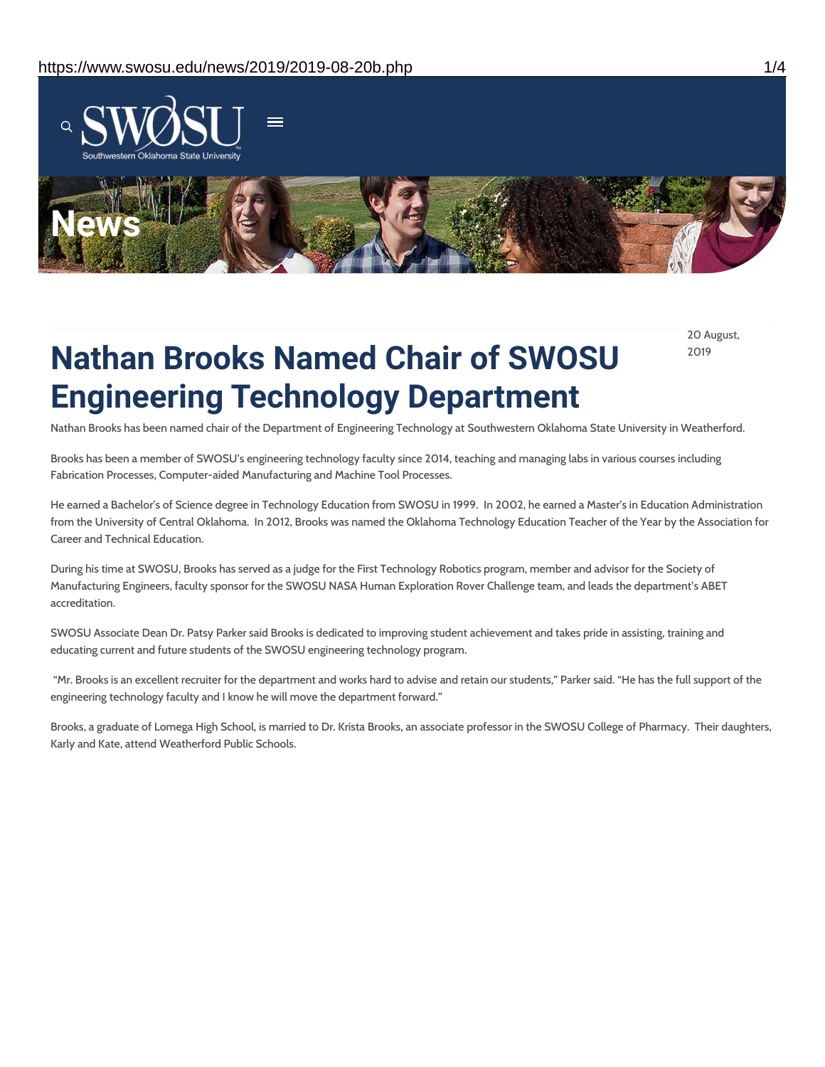# Nathan Brooks Named Chair of SWOSU Engineering Technology Department

20 August, 2019

Nathan Brooks has been named chair of the Department of Engineering Technology at Southwestern Oklahoma State University in Weatherford.

Brooks has been a member of SWOSU's engineering technology faculty since 2014, teaching and managing labs in various courses including Fabrication Processes, Computer-aided Manufacturing and Machine Tool Processes.

He earned a Bachelor's of Science degree in Technology Education from SWOSU in 1999. In 2002, he earned a Master's in Education Administration from the University of Central Oklahoma. In 2012, Brooks was named the Oklahoma Technology Education Teacher of the Year by the Association for Career and Technical Education.

During his time at SWOSU, Brooks has served as a judge for the First Technology Robotics program, member and advisor for the Society of Manufacturing Engineers, faculty sponsor for the SWOSU NASA Human Exploration Rover Challenge team, and leads the department's ABET accreditation.

SWOSU Associate Dean Dr. Patsy Parker said Brooks is dedicated to improving student achievement and takes pride in assisting, training and educating current and future students of the SWOSU engineering technology program.

"Mr. Brooks is an excellent recruiter for the department and works hard to advise and retain our students," Parker said. "He has the full support of the engineering technology faculty and I know he will move the department forward."

Brooks, a graduate of Lomega High School, is married to Dr. Krista Brooks, an associate professor in the SWOSU College of Pharmacy. Their daughters, Karly and Kate, attend Weatherford Public Schools.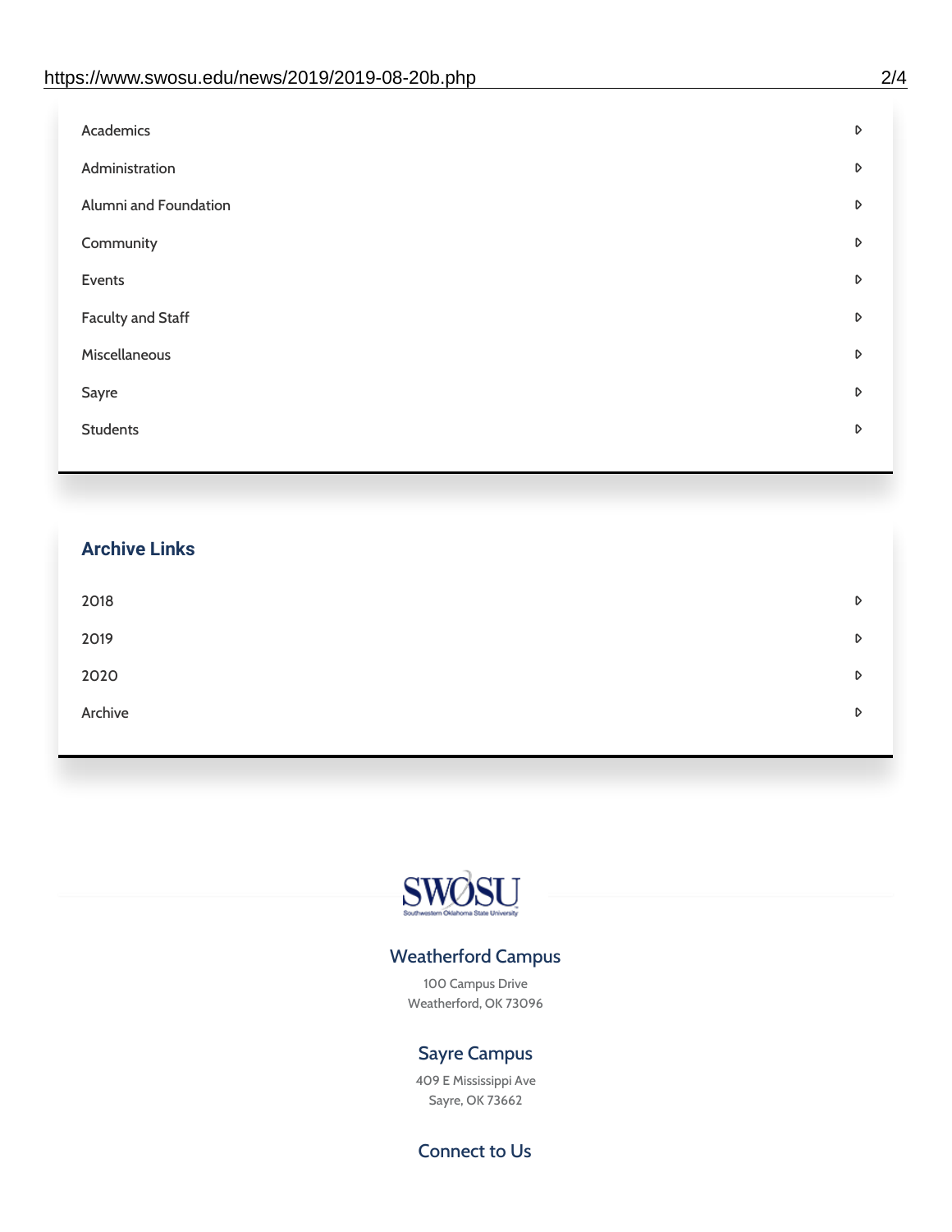- Academics
- Administration
- Alumni and Foundation
- Community
- Events
- Faculty and Staff
- Miscellaneous
- Sayre
- Students

## Archive Links

- 2018
- 2019
- 2020
- Archive

SWOSU
Southwestern Oklahoma State University

### Weatherford Campus

100 Campus Drive
Weatherford, OK 73096

### Sayre Campus

409 E Mississippi Ave
Sayre, OK 73662

### Connect to Us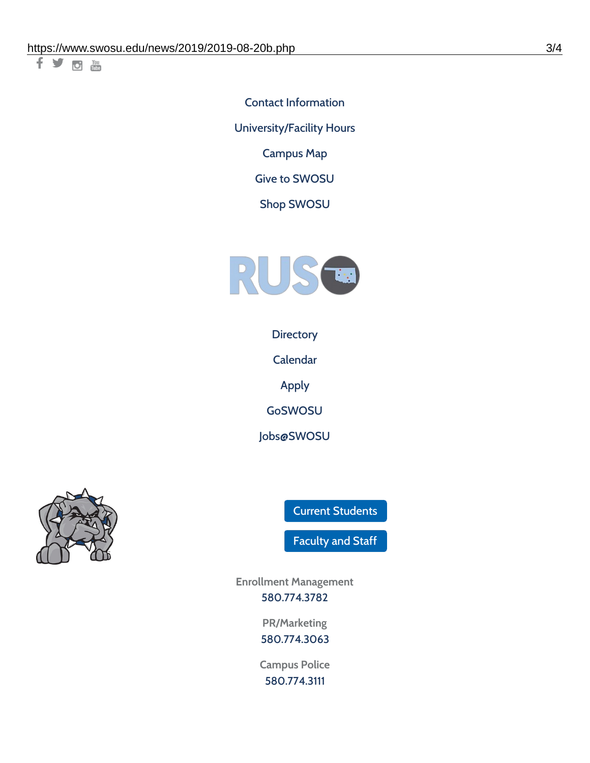Contact Information

University/Facility Hours

Campus Map

Give to SWOSU

Shop SWOSU

Directory

Calendar

Apply

GoSWOSU

Jobs@SWOSU

Current Students

Faculty and Staff

Enrollment Management
580.774.3782

PR/Marketing
580.774.3063

Campus Police
580.774.3111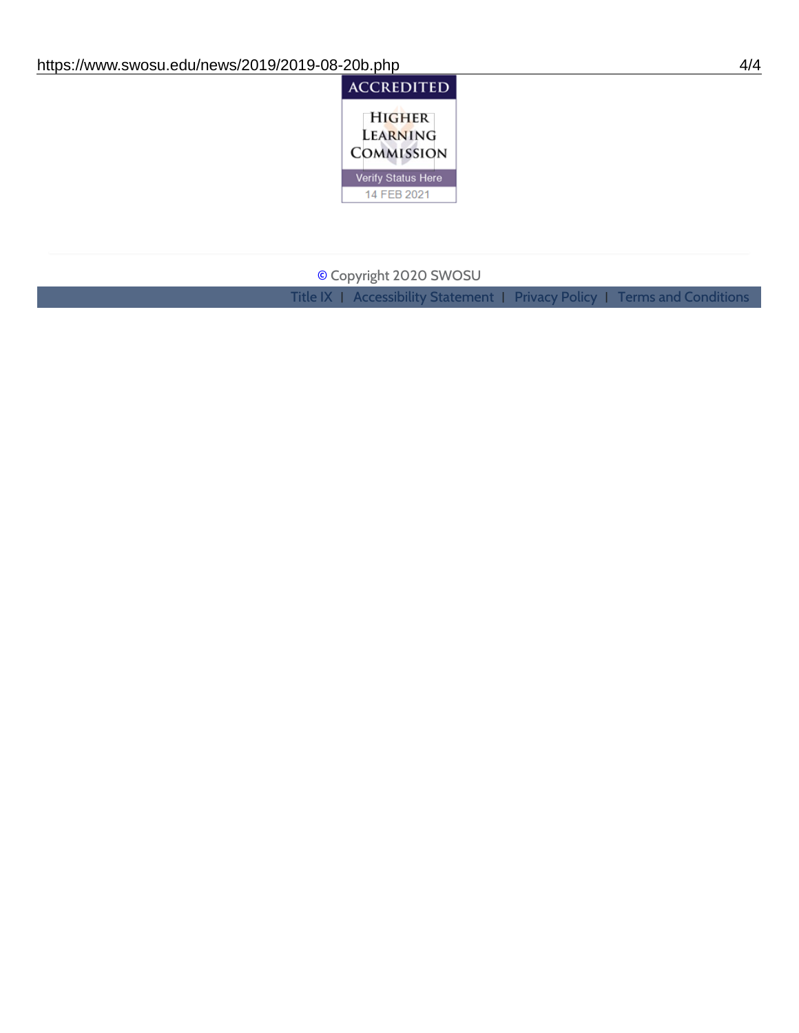ACCREDITED

HIGHER LEARNING COMMISSION

Verify Status Here

14 FEB 2021

© Copyright 2020 SWOSU

Title IX | Accessibility Statement | Privacy Policy | Terms and Conditions